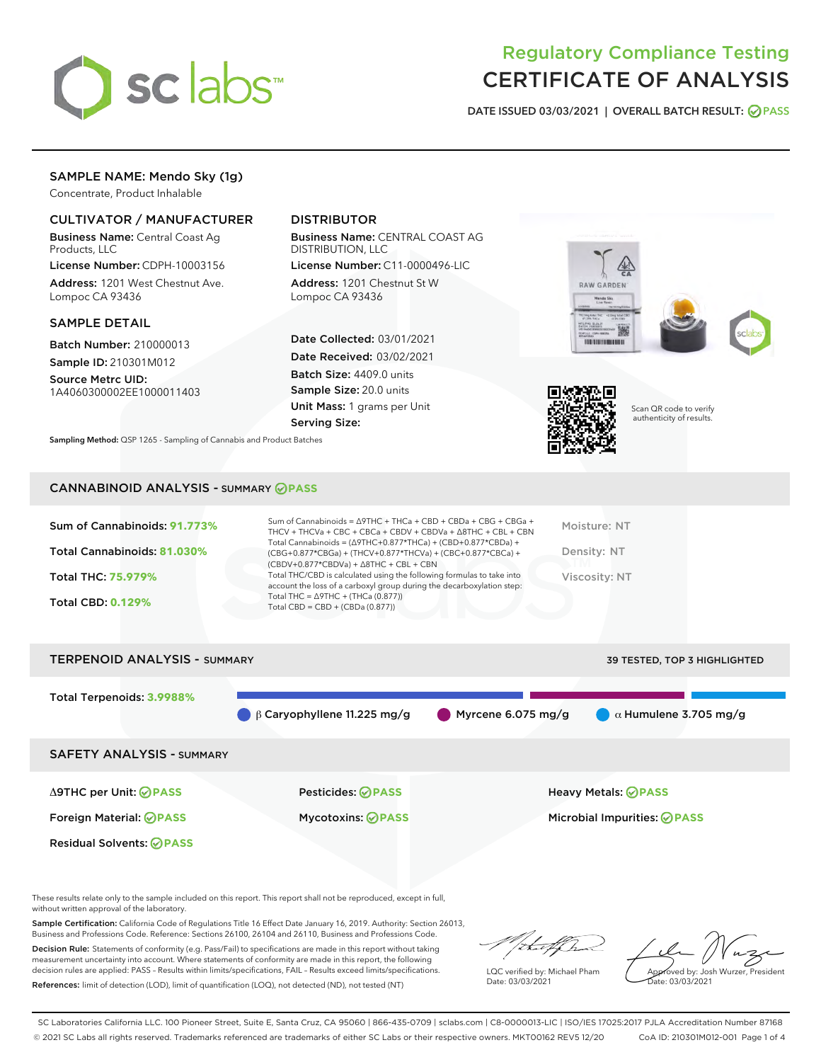# Regulatory Compliance Testing
# CERTIFICATE OF ANALYSIS

**DATE ISSUED 03/03/2021 | OVERALL BATCH RESULT: PASS**

## SAMPLE NAME: Mendo Sky (1g)

Concentrate, Product Inhalable

### CULTIVATOR / MANUFACTURER

**Business Name:** Central Coast Ag Products, LLC

**License Number:** CDPH-10003156

**Address:** 1201 West Chestnut Ave. Lompoc CA 93436

### DISTRIBUTOR

**Business Name:** CENTRAL COAST AG DISTRIBUTION, LLC

**License Number:** C11-0000496-LIC

**Address:** 1201 Chestnut St W Lompoc CA 93436

### SAMPLE DETAIL

**Batch Number:** 210000013

**Sample ID:** 210301M012

**Source Metrc UID:** 1A4060300002EE1000011403

**Date Collected:** 03/01/2021

**Date Received:** 03/02/2021

**Batch Size:** 4409.0 units

**Sample Size:** 20.0 units

**Unit Mass:** 1 grams per Unit

**Serving Size:**

Scan QR code to verify authenticity of results.

**Sampling Method:** QSP 1265 - Sampling of Cannabis and Product Batches

## CANNABINOID ANALYSIS - SUMMARY PASS

**Sum of Cannabinoids: 91.773%**

**Total Cannabinoids: 81.030%**

**Total THC: 75.979%**

**Total CBD: 0.129%**

Sum of Cannabinoids = Δ9THC + THCa + CBD + CBDa + CBG + CBGa + THCV + THCVa + CBC + CBCa + CBDV + CBDVa + Δ8THC + CBL + CBN

Total Cannabinoids = (Δ9THC+0.877*THCa) + (CBD+0.877*CBDa) + (CBG+0.877*CBGa) + (THCV+0.877*THCVa) + (CBC+0.877*CBCa) + (CBDV+0.877*CBDVa) + Δ8THC + CBL + CBN

Total THC/CBD is calculated using the following formulas to take into account the loss of a carboxyl group during the decarboxylation step:

Total THC = Δ9THC + (THCa (0.877))

Total CBD = CBD + (CBDa (0.877))

Moisture: NT

Density: NT

Viscosity: NT

## TERPENOID ANALYSIS - SUMMARY

39 TESTED, TOP 3 HIGHLIGHTED

**Total Terpenoids: 3.9988%**

β Caryophyllene 11.225 mg/g | Myrcene 6.075 mg/g | α Humulene 3.705 mg/g

## SAFETY ANALYSIS - SUMMARY

| | | |
|---|---|---|
| Δ9THC per Unit: PASS | Pesticides: PASS | Heavy Metals: PASS |
| Foreign Material: PASS | Mycotoxins: PASS | Microbial Impurities: PASS |
| Residual Solvents: PASS | | |

These results relate only to the sample included on this report. This report shall not be reproduced, except in full, without written approval of the laboratory.

**Sample Certification:** California Code of Regulations Title 16 Effect Date January 16, 2019. Authority: Section 26013, Business and Professions Code. Reference: Sections 26100, 26104 and 26110, Business and Professions Code.

**Decision Rule:** Statements of conformity (e.g. Pass/Fail) to specifications are made in this report without taking measurement uncertainty into account. Where statements of conformity are made in this report, the following decision rules are applied: PASS – Results within limits/specifications, FAIL – Results exceed limits/specifications.

**References:** limit of detection (LOD), limit of quantification (LOQ), not detected (ND), not tested (NT)

LQC verified by: Michael Pham
Date: 03/03/2021

Approved by: Josh Wurzer, President
Date: 03/03/2021

SC Laboratories California LLC. 100 Pioneer Street, Suite E, Santa Cruz, CA 95060 | 866-435-0709 | sclabs.com | C8-0000013-LIC | ISO/IES 17025:2017 PJLA Accreditation Number 87168
© 2021 SC Labs all rights reserved. Trademarks referenced are trademarks of either SC Labs or their respective owners. MKT00162 REV5 12/20 CoA ID: 210301M012-001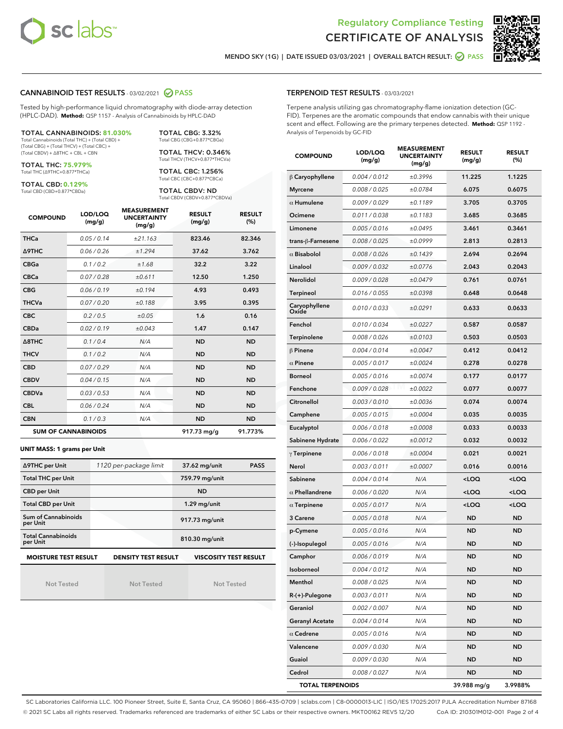Regulatory Compliance Testing
CERTIFICATE OF ANALYSIS

MENDO SKY (1G) | DATE ISSUED 03/03/2021 | OVERALL BATCH RESULT: PASS

## CANNABINOID TEST RESULTS - 03/02/2021 PASS

Tested by high-performance liquid chromatography with diode-array detection (HPLC-DAD). **Method:** QSP 1157 - Analysis of Cannabinoids by HPLC-DAD

**TOTAL CANNABINOIDS: 81.030%**
Total Cannabinoids (Total THC) + (Total CBD) + (Total CBG) + (Total THCV) + (Total CBC) + (Total CBDV) + Δ8THC + CBL + CBN

**TOTAL THC: 75.979%**
Total THC (Δ9THC+0.877*THCa)

**TOTAL CBD: 0.129%**
Total CBD (CBD+0.877*CBDa)

**TOTAL CBG: 3.32%**
Total CBG (CBG+0.877*CBGa)

**TOTAL THCV: 0.346%**
Total THCV (THCV+0.877*THCVa)

**TOTAL CBC: 1.256%**
Total CBC (CBC+0.877*CBCa)

**TOTAL CBDV: ND**
Total CBDV (CBDV+0.877*CBDVa)

| COMPOUND | LOD/LOQ (mg/g) | MEASUREMENT UNCERTAINTY (mg/g) | RESULT (mg/g) | RESULT (%) |
|---|---|---|---|---|
| THCa | 0.05 / 0.14 | ±21.163 | 823.46 | 82.346 |
| Δ9THC | 0.06 / 0.26 | ±1.294 | 37.62 | 3.762 |
| CBGa | 0.1 / 0.2 | ±1.68 | 32.2 | 3.22 |
| CBCa | 0.07 / 0.28 | ±0.611 | 12.50 | 1.250 |
| CBG | 0.06 / 0.19 | ±0.194 | 4.93 | 0.493 |
| THCVa | 0.07 / 0.20 | ±0.188 | 3.95 | 0.395 |
| CBC | 0.2 / 0.5 | ±0.05 | 1.6 | 0.16 |
| CBDa | 0.02 / 0.19 | ±0.043 | 1.47 | 0.147 |
| Δ8THC | 0.1 / 0.4 | N/A | ND | ND |
| THCV | 0.1 / 0.2 | N/A | ND | ND |
| CBD | 0.07 / 0.29 | N/A | ND | ND |
| CBDV | 0.04 / 0.15 | N/A | ND | ND |
| CBDVa | 0.03 / 0.53 | N/A | ND | ND |
| CBL | 0.06 / 0.24 | N/A | ND | ND |
| CBN | 0.1 / 0.3 | N/A | ND | ND |
| **SUM OF CANNABINOIDS** | | | 917.73 mg/g | 91.773% |

**UNIT MASS: 1 grams per Unit**

| Δ9THC per Unit | 1120 per-package limit | 37.62 mg/unit | PASS |
|---|---|---|---|
| Total THC per Unit | | 759.79 mg/unit | |
| CBD per Unit | | ND | |
| Total CBD per Unit | | 1.29 mg/unit | |
| Sum of Cannabinoids per Unit | | 917.73 mg/unit | |
| Total Cannabinoids per Unit | | 810.30 mg/unit | |

| MOISTURE TEST RESULT | DENSITY TEST RESULT | VISCOSITY TEST RESULT |
|---|---|---|
| Not Tested | Not Tested | Not Tested |

## TERPENOID TEST RESULTS - 03/03/2021

Terpene analysis utilizing gas chromatography-flame ionization detection (GC-FID). Terpenes are the aromatic compounds that endow cannabis with their unique scent and effect. Following are the primary terpenes detected. **Method:** QSP 1192 - Analysis of Terpenoids by GC-FID

| COMPOUND | LOD/LOQ (mg/g) | MEASUREMENT UNCERTAINTY (mg/g) | RESULT (mg/g) | RESULT (%) |
|---|---|---|---|---|
| β Caryophyllene | 0.004 / 0.012 | ±0.3996 | 11.225 | 1.1225 |
| Myrcene | 0.008 / 0.025 | ±0.0784 | 6.075 | 0.6075 |
| α Humulene | 0.009 / 0.029 | ±0.1189 | 3.705 | 0.3705 |
| Ocimene | 0.011 / 0.038 | ±0.1183 | 3.685 | 0.3685 |
| Limonene | 0.005 / 0.016 | ±0.0495 | 3.461 | 0.3461 |
| trans-β-Farnesene | 0.008 / 0.025 | ±0.0999 | 2.813 | 0.2813 |
| α Bisabolol | 0.008 / 0.026 | ±0.1439 | 2.694 | 0.2694 |
| Linalool | 0.009 / 0.032 | ±0.0776 | 2.043 | 0.2043 |
| Nerolidol | 0.009 / 0.028 | ±0.0479 | 0.761 | 0.0761 |
| Terpineol | 0.016 / 0.055 | ±0.0398 | 0.648 | 0.0648 |
| Caryophyllene Oxide | 0.010 / 0.033 | ±0.0291 | 0.633 | 0.0633 |
| Fenchol | 0.010 / 0.034 | ±0.0227 | 0.587 | 0.0587 |
| Terpinolene | 0.008 / 0.026 | ±0.0103 | 0.503 | 0.0503 |
| β Pinene | 0.004 / 0.014 | ±0.0047 | 0.412 | 0.0412 |
| α Pinene | 0.005 / 0.017 | ±0.0024 | 0.278 | 0.0278 |
| Borneol | 0.005 / 0.016 | ±0.0074 | 0.177 | 0.0177 |
| Fenchone | 0.009 / 0.028 | ±0.0022 | 0.077 | 0.0077 |
| Citronellol | 0.003 / 0.010 | ±0.0036 | 0.074 | 0.0074 |
| Camphene | 0.005 / 0.015 | ±0.0004 | 0.035 | 0.0035 |
| Eucalyptol | 0.006 / 0.018 | ±0.0008 | 0.033 | 0.0033 |
| Sabinene Hydrate | 0.006 / 0.022 | ±0.0012 | 0.032 | 0.0032 |
| γ Terpinene | 0.006 / 0.018 | ±0.0004 | 0.021 | 0.0021 |
| Nerol | 0.003 / 0.011 | ±0.0007 | 0.016 | 0.0016 |
| Sabinene | 0.004 / 0.014 | N/A | <LOQ | <LOQ |
| α Phellandrene | 0.006 / 0.020 | N/A | <LOQ | <LOQ |
| α Terpinene | 0.005 / 0.017 | N/A | <LOQ | <LOQ |
| 3 Carene | 0.005 / 0.018 | N/A | ND | ND |
| p-Cymene | 0.005 / 0.016 | N/A | ND | ND |
| (-)-Isopulegol | 0.005 / 0.016 | N/A | ND | ND |
| Camphor | 0.006 / 0.019 | N/A | ND | ND |
| Isoborneol | 0.004 / 0.012 | N/A | ND | ND |
| Menthol | 0.008 / 0.025 | N/A | ND | ND |
| R-(+)-Pulegone | 0.003 / 0.011 | N/A | ND | ND |
| Geraniol | 0.002 / 0.007 | N/A | ND | ND |
| Geranyl Acetate | 0.004 / 0.014 | N/A | ND | ND |
| α Cedrene | 0.005 / 0.016 | N/A | ND | ND |
| Valencene | 0.009 / 0.030 | N/A | ND | ND |
| Guaiol | 0.009 / 0.030 | N/A | ND | ND |
| Cedrol | 0.008 / 0.027 | N/A | ND | ND |
| **TOTAL TERPENOIDS** | | | 39.988 mg/g | 3.9988% |

SC Laboratories California LLC. 100 Pioneer Street, Suite E, Santa Cruz, CA 95060 | 866-435-0709 | sclabs.com | C8-0000013-LIC | ISO/IES 17025:2017 PJLA Accreditation Number 87168
© 2021 SC Labs all rights reserved. Trademarks referenced are trademarks of either SC Labs or their respective owners. MKT00162 REV5 12/20 CoA ID: 210301M012-001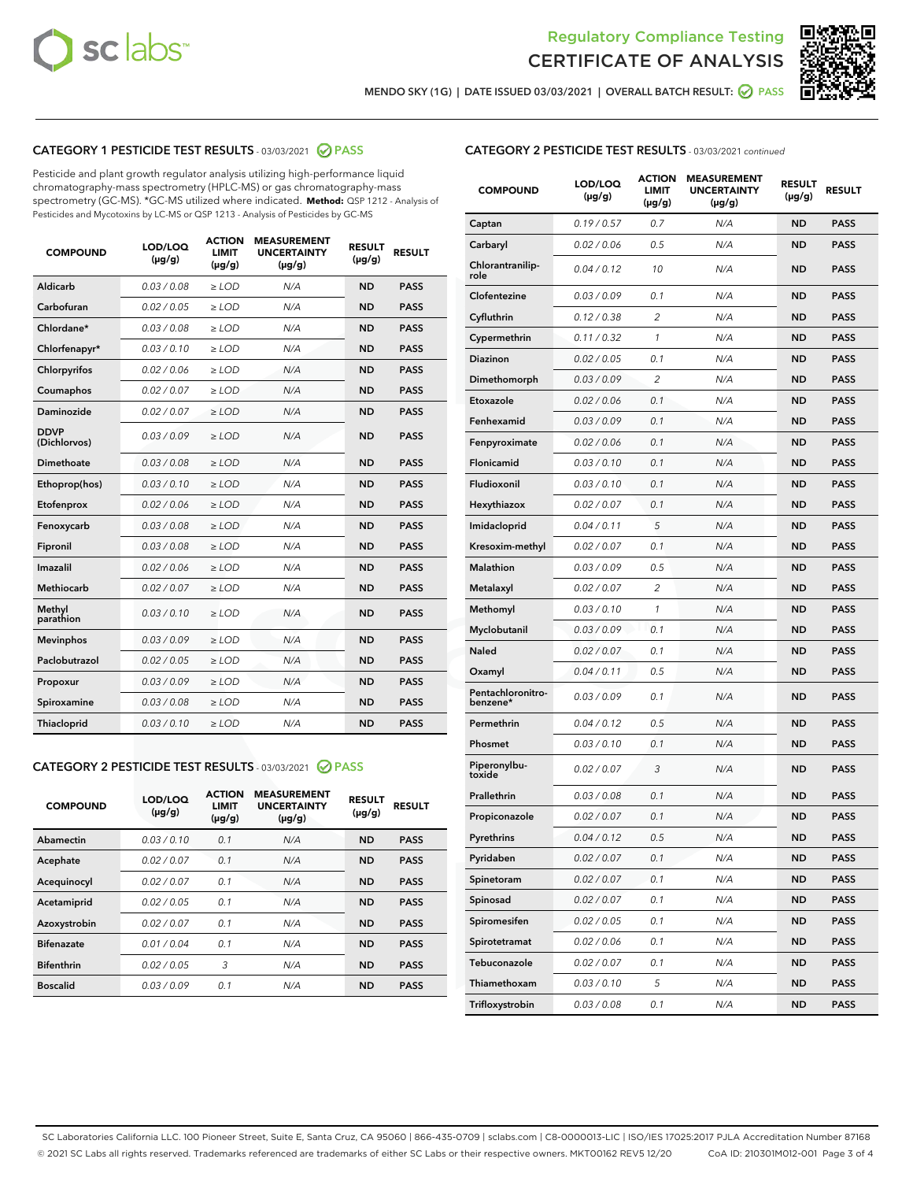Regulatory Compliance Testing

# CERTIFICATE OF ANALYSIS

MENDO SKY (1G) | DATE ISSUED 03/03/2021 | OVERALL BATCH RESULT: PASS

## CATEGORY 1 PESTICIDE TEST RESULTS - 03/03/2021 PASS

Pesticide and plant growth regulator analysis utilizing high-performance liquid chromatography-mass spectrometry (HPLC-MS) or gas chromatography-mass spectrometry (GC-MS). *GC-MS utilized where indicated. **Method:** QSP 1212 - Analysis of Pesticides and Mycotoxins by LC-MS or QSP 1213 - Analysis of Pesticides by GC-MS

| COMPOUND | LOD/LOQ (µg/g) | ACTION LIMIT (µg/g) | MEASUREMENT UNCERTAINTY (µg/g) | RESULT (µg/g) | RESULT |
|---|---|---|---|---|---|
| Aldicarb | 0.03 / 0.08 | ≥ LOD | N/A | ND | PASS |
| Carbofuran | 0.02 / 0.05 | ≥ LOD | N/A | ND | PASS |
| Chlordane* | 0.03 / 0.08 | ≥ LOD | N/A | ND | PASS |
| Chlorfenapyr* | 0.03 / 0.10 | ≥ LOD | N/A | ND | PASS |
| Chlorpyrifos | 0.02 / 0.06 | ≥ LOD | N/A | ND | PASS |
| Coumaphos | 0.02 / 0.07 | ≥ LOD | N/A | ND | PASS |
| Daminozide | 0.02 / 0.07 | ≥ LOD | N/A | ND | PASS |
| DDVP (Dichlorvos) | 0.03 / 0.09 | ≥ LOD | N/A | ND | PASS |
| Dimethoate | 0.03 / 0.08 | ≥ LOD | N/A | ND | PASS |
| Ethoprop(hos) | 0.03 / 0.10 | ≥ LOD | N/A | ND | PASS |
| Etofenprox | 0.02 / 0.06 | ≥ LOD | N/A | ND | PASS |
| Fenoxycarb | 0.03 / 0.08 | ≥ LOD | N/A | ND | PASS |
| Fipronil | 0.03 / 0.08 | ≥ LOD | N/A | ND | PASS |
| Imazalil | 0.02 / 0.06 | ≥ LOD | N/A | ND | PASS |
| Methiocarb | 0.02 / 0.07 | ≥ LOD | N/A | ND | PASS |
| Methyl parathion | 0.03 / 0.10 | ≥ LOD | N/A | ND | PASS |
| Mevinphos | 0.03 / 0.09 | ≥ LOD | N/A | ND | PASS |
| Paclobutrazol | 0.02 / 0.05 | ≥ LOD | N/A | ND | PASS |
| Propoxur | 0.03 / 0.09 | ≥ LOD | N/A | ND | PASS |
| Spiroxamine | 0.03 / 0.08 | ≥ LOD | N/A | ND | PASS |
| Thiacloprid | 0.03 / 0.10 | ≥ LOD | N/A | ND | PASS |

## CATEGORY 2 PESTICIDE TEST RESULTS - 03/03/2021 PASS

| COMPOUND | LOD/LOQ (µg/g) | ACTION LIMIT (µg/g) | MEASUREMENT UNCERTAINTY (µg/g) | RESULT (µg/g) | RESULT |
|---|---|---|---|---|---|
| Abamectin | 0.03 / 0.10 | 0.1 | N/A | ND | PASS |
| Acephate | 0.02 / 0.07 | 0.1 | N/A | ND | PASS |
| Acequinocyl | 0.02 / 0.07 | 0.1 | N/A | ND | PASS |
| Acetamiprid | 0.02 / 0.05 | 0.1 | N/A | ND | PASS |
| Azoxystrobin | 0.02 / 0.07 | 0.1 | N/A | ND | PASS |
| Bifenazate | 0.01 / 0.04 | 0.1 | N/A | ND | PASS |
| Bifenthrin | 0.02 / 0.05 | 3 | N/A | ND | PASS |
| Boscalid | 0.03 / 0.09 | 0.1 | N/A | ND | PASS |
| Captan | 0.19 / 0.57 | 0.7 | N/A | ND | PASS |
| Carbaryl | 0.02 / 0.06 | 0.5 | N/A | ND | PASS |
| Chlorantraniliprole | 0.04 / 0.12 | 10 | N/A | ND | PASS |
| Clofentezine | 0.03 / 0.09 | 0.1 | N/A | ND | PASS |
| Cyfluthrin | 0.12 / 0.38 | 2 | N/A | ND | PASS |
| Cypermethrin | 0.11 / 0.32 | 1 | N/A | ND | PASS |
| Diazinon | 0.02 / 0.05 | 0.1 | N/A | ND | PASS |
| Dimethomorph | 0.03 / 0.09 | 2 | N/A | ND | PASS |
| Etoxazole | 0.02 / 0.06 | 0.1 | N/A | ND | PASS |
| Fenhexamid | 0.03 / 0.09 | 0.1 | N/A | ND | PASS |
| Fenpyroximate | 0.02 / 0.06 | 0.1 | N/A | ND | PASS |
| Flonicamid | 0.03 / 0.10 | 0.1 | N/A | ND | PASS |
| Fludioxonil | 0.03 / 0.10 | 0.1 | N/A | ND | PASS |
| Hexythiazox | 0.02 / 0.07 | 0.1 | N/A | ND | PASS |
| Imidacloprid | 0.04 / 0.11 | 5 | N/A | ND | PASS |
| Kresoxim-methyl | 0.02 / 0.07 | 0.1 | N/A | ND | PASS |
| Malathion | 0.03 / 0.09 | 0.5 | N/A | ND | PASS |
| Metalaxyl | 0.02 / 0.07 | 2 | N/A | ND | PASS |
| Methomyl | 0.03 / 0.10 | 1 | N/A | ND | PASS |
| Myclobutanil | 0.03 / 0.09 | 0.1 | N/A | ND | PASS |
| Naled | 0.02 / 0.07 | 0.1 | N/A | ND | PASS |
| Oxamyl | 0.04 / 0.11 | 0.5 | N/A | ND | PASS |
| Pentachloronitrobenzene* | 0.03 / 0.09 | 0.1 | N/A | ND | PASS |
| Permethrin | 0.04 / 0.12 | 0.5 | N/A | ND | PASS |
| Phosmet | 0.03 / 0.10 | 0.1 | N/A | ND | PASS |
| Piperonylbutoxide | 0.02 / 0.07 | 3 | N/A | ND | PASS |
| Prallethrin | 0.03 / 0.08 | 0.1 | N/A | ND | PASS |
| Propiconazole | 0.02 / 0.07 | 0.1 | N/A | ND | PASS |
| Pyrethrins | 0.04 / 0.12 | 0.5 | N/A | ND | PASS |
| Pyridaben | 0.02 / 0.07 | 0.1 | N/A | ND | PASS |
| Spinetoram | 0.02 / 0.07 | 0.1 | N/A | ND | PASS |
| Spinosad | 0.02 / 0.07 | 0.1 | N/A | ND | PASS |
| Spiromesifen | 0.02 / 0.05 | 0.1 | N/A | ND | PASS |
| Spirotetramat | 0.02 / 0.06 | 0.1 | N/A | ND | PASS |
| Tebuconazole | 0.02 / 0.07 | 0.1 | N/A | ND | PASS |
| Thiamethoxam | 0.03 / 0.10 | 5 | N/A | ND | PASS |
| Trifloxystrobin | 0.03 / 0.08 | 0.1 | N/A | ND | PASS |

SC Laboratories California LLC. 100 Pioneer Street, Suite E, Santa Cruz, CA 95060 | 866-435-0709 | sclabs.com | C8-0000013-LIC | ISO/IES 17025:2017 PJLA Accreditation Number 87168
© 2021 SC Labs all rights reserved. Trademarks referenced are trademarks of either SC Labs or their respective owners. MKT00162 REV5 12/20 CoA ID: 210301M012-001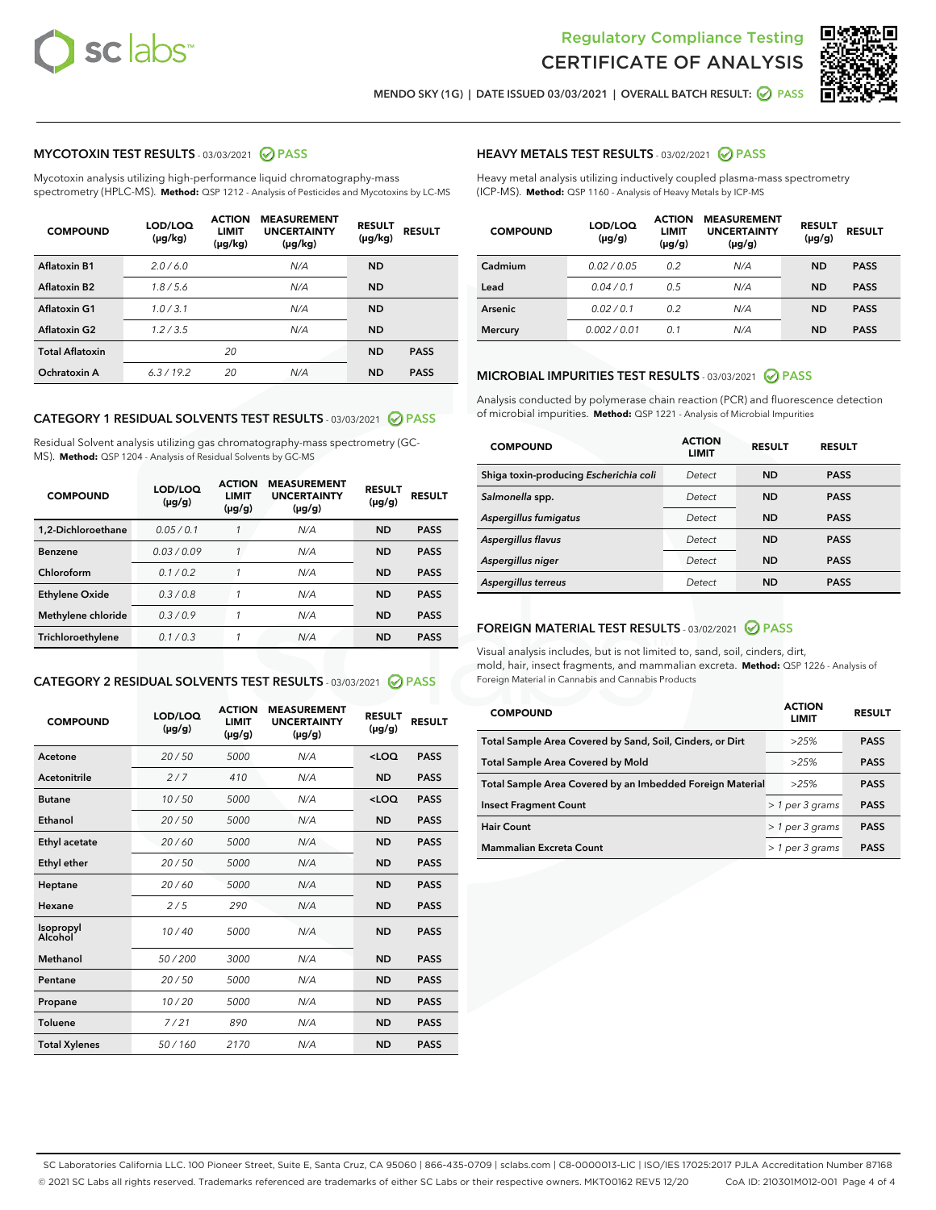Regulatory Compliance Testing
CERTIFICATE OF ANALYSIS

MENDO SKY (1G) | DATE ISSUED 03/03/2021 | OVERALL BATCH RESULT: PASS

## MYCOTOXIN TEST RESULTS - 03/03/2021 PASS

Mycotoxin analysis utilizing high-performance liquid chromatography-mass spectrometry (HPLC-MS). **Method:** QSP 1212 - Analysis of Pesticides and Mycotoxins by LC-MS

| COMPOUND | LOD/LOQ (μg/kg) | ACTION LIMIT (μg/kg) | MEASUREMENT UNCERTAINTY (μg/kg) | RESULT (μg/kg) | RESULT |
|---|---|---|---|---|---|
| Aflatoxin B1 | 2.0 / 6.0 | | N/A | ND | |
| Aflatoxin B2 | 1.8 / 5.6 | | N/A | ND | |
| Aflatoxin G1 | 1.0 / 3.1 | | N/A | ND | |
| Aflatoxin G2 | 1.2 / 3.5 | | N/A | ND | |
| Total Aflatoxin | | 20 | | ND | PASS |
| Ochratoxin A | 6.3 / 19.2 | 20 | N/A | ND | PASS |

## CATEGORY 1 RESIDUAL SOLVENTS TEST RESULTS - 03/03/2021 PASS

Residual Solvent analysis utilizing gas chromatography-mass spectrometry (GC-MS). **Method:** QSP 1204 - Analysis of Residual Solvents by GC-MS

| COMPOUND | LOD/LOQ (μg/g) | ACTION LIMIT (μg/g) | MEASUREMENT UNCERTAINTY (μg/g) | RESULT (μg/g) | RESULT |
|---|---|---|---|---|---|
| 1,2-Dichloroethane | 0.05 / 0.1 | 1 | N/A | ND | PASS |
| Benzene | 0.03 / 0.09 | 1 | N/A | ND | PASS |
| Chloroform | 0.1 / 0.2 | 1 | N/A | ND | PASS |
| Ethylene Oxide | 0.3 / 0.8 | 1 | N/A | ND | PASS |
| Methylene chloride | 0.3 / 0.9 | 1 | N/A | ND | PASS |
| Trichloroethylene | 0.1 / 0.3 | 1 | N/A | ND | PASS |

## CATEGORY 2 RESIDUAL SOLVENTS TEST RESULTS - 03/03/2021 PASS

| COMPOUND | LOD/LOQ (μg/g) | ACTION LIMIT (μg/g) | MEASUREMENT UNCERTAINTY (μg/g) | RESULT (μg/g) | RESULT |
|---|---|---|---|---|---|
| Acetone | 20 / 50 | 5000 | N/A | <LOQ | PASS |
| Acetonitrile | 2 / 7 | 410 | N/A | ND | PASS |
| Butane | 10 / 50 | 5000 | N/A | <LOQ | PASS |
| Ethanol | 20 / 50 | 5000 | N/A | ND | PASS |
| Ethyl acetate | 20 / 60 | 5000 | N/A | ND | PASS |
| Ethyl ether | 20 / 50 | 5000 | N/A | ND | PASS |
| Heptane | 20 / 60 | 5000 | N/A | ND | PASS |
| Hexane | 2 / 5 | 290 | N/A | ND | PASS |
| Isopropyl Alcohol | 10 / 40 | 5000 | N/A | ND | PASS |
| Methanol | 50 / 200 | 3000 | N/A | ND | PASS |
| Pentane | 20 / 50 | 5000 | N/A | ND | PASS |
| Propane | 10 / 20 | 5000 | N/A | ND | PASS |
| Toluene | 7 / 21 | 890 | N/A | ND | PASS |
| Total Xylenes | 50 / 160 | 2170 | N/A | ND | PASS |

## HEAVY METALS TEST RESULTS - 03/02/2021 PASS

Heavy metal analysis utilizing inductively coupled plasma-mass spectrometry (ICP-MS). **Method:** QSP 1160 - Analysis of Heavy Metals by ICP-MS

| COMPOUND | LOD/LOQ (μg/g) | ACTION LIMIT (μg/g) | MEASUREMENT UNCERTAINTY (μg/g) | RESULT (μg/g) | RESULT |
|---|---|---|---|---|---|
| Cadmium | 0.02 / 0.05 | 0.2 | N/A | ND | PASS |
| Lead | 0.04 / 0.1 | 0.5 | N/A | ND | PASS |
| Arsenic | 0.02 / 0.1 | 0.2 | N/A | ND | PASS |
| Mercury | 0.002 / 0.01 | 0.1 | N/A | ND | PASS |

## MICROBIAL IMPURITIES TEST RESULTS - 03/03/2021 PASS

Analysis conducted by polymerase chain reaction (PCR) and fluorescence detection of microbial impurities. **Method:** QSP 1221 - Analysis of Microbial Impurities

| COMPOUND | ACTION LIMIT | RESULT | RESULT |
|---|---|---|---|
| *Shiga toxin-producing Escherichia coli* | Detect | ND | PASS |
| *Salmonella* spp. | Detect | ND | PASS |
| *Aspergillus fumigatus* | Detect | ND | PASS |
| *Aspergillus flavus* | Detect | ND | PASS |
| *Aspergillus niger* | Detect | ND | PASS |
| *Aspergillus terreus* | Detect | ND | PASS |

## FOREIGN MATERIAL TEST RESULTS - 03/02/2021 PASS

Visual analysis includes, but is not limited to, sand, soil, cinders, dirt, mold, hair, insect fragments, and mammalian excreta. **Method:** QSP 1226 - Analysis of Foreign Material in Cannabis and Cannabis Products

| COMPOUND | ACTION LIMIT | RESULT |
|---|---|---|
| Total Sample Area Covered by Sand, Soil, Cinders, or Dirt | >25% | PASS |
| Total Sample Area Covered by Mold | >25% | PASS |
| Total Sample Area Covered by an Imbedded Foreign Material | >25% | PASS |
| Insect Fragment Count | > 1 per 3 grams | PASS |
| Hair Count | > 1 per 3 grams | PASS |
| Mammalian Excreta Count | > 1 per 3 grams | PASS |

SC Laboratories California LLC. 100 Pioneer Street, Suite E, Santa Cruz, CA 95060 | 866-435-0709 | sclabs.com | C8-0000013-LIC | ISO/IES 17025:2017 PJLA Accreditation Number 87168
© 2021 SC Labs all rights reserved. Trademarks referenced are trademarks of either SC Labs or their respective owners. MKT00162 REV5 12/20 CoA ID: 210301M012-001